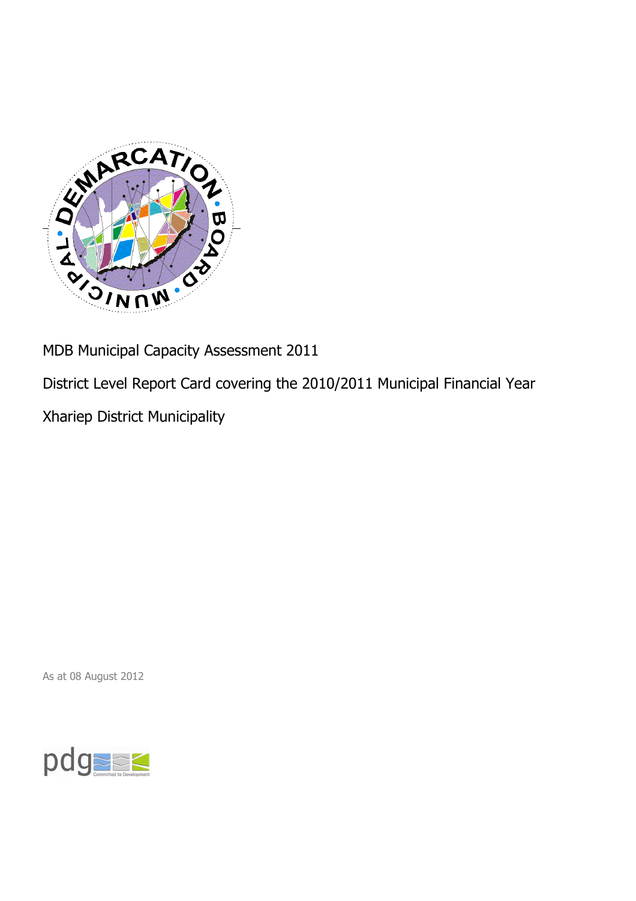MDB Municipal Capacity Assessment 2011

District Level Report Card covering the 2010/2011 Municipal Financial Year

Xhariep District Municipality

As at 08 August 2012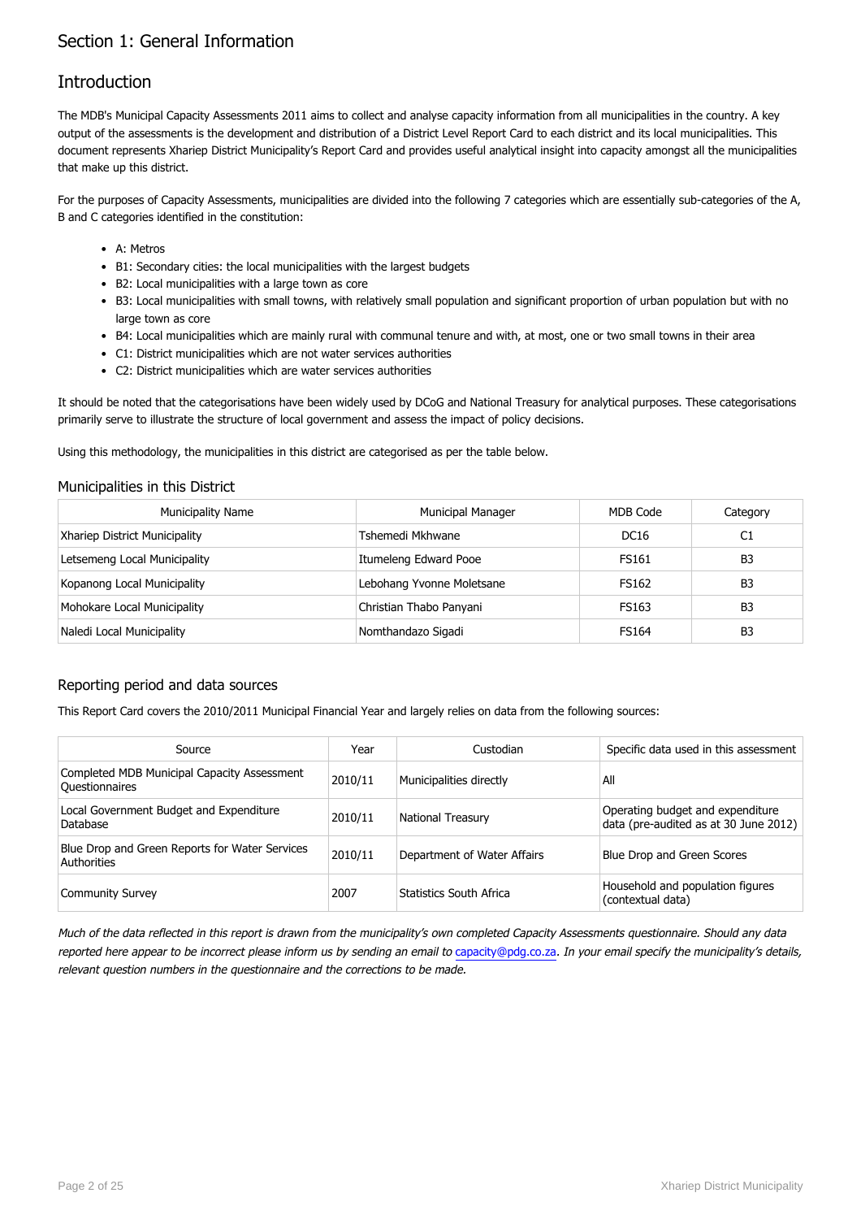# Section 1: General Information

## Introduction

The MDB's Municipal Capacity Assessments 2011 aims to collect and analyse capacity information from all municipalities in the country. A key output of the assessments is the development and distribution of a District Level Report Card to each district and its local municipalities. This document represents Xhariep District Municipality's Report Card and provides useful analytical insight into capacity amongst all the municipalities that make up this district.

For the purposes of Capacity Assessments, municipalities are divided into the following 7 categories which are essentially sub-categories of the A, B and C categories identified in the constitution:

- A: Metros
- B1: Secondary cities: the local municipalities with the largest budgets
- B2: Local municipalities with a large town as core
- B3: Local municipalities with small towns, with relatively small population and significant proportion of urban population but with no large town as core
- B4: Local municipalities which are mainly rural with communal tenure and with, at most, one or two small towns in their area
- C1: District municipalities which are not water services authorities
- C2: District municipalities which are water services authorities

It should be noted that the categorisations have been widely used by DCoG and National Treasury for analytical purposes. These categorisations primarily serve to illustrate the structure of local government and assess the impact of policy decisions.

Using this methodology, the municipalities in this district are categorised as per the table below.

### Municipalities in this District

| Municipality Name | Municipal Manager | MDB Code | Category |
|---|---|---|---|
| Xhariep District Municipality | Tshemedi Mkhwane | DC16 | C1 |
| Letsemeng Local Municipality | Itumeleng Edward Pooe | FS161 | B3 |
| Kopanong Local Municipality | Lebohang Yvonne Moletsane | FS162 | B3 |
| Mohokare Local Municipality | Christian Thabo Panyani | FS163 | B3 |
| Naledi Local Municipality | Nomthandazo Sigadi | FS164 | B3 |

### Reporting period and data sources

This Report Card covers the 2010/2011 Municipal Financial Year and largely relies on data from the following sources:

| Source | Year | Custodian | Specific data used in this assessment |
|---|---|---|---|
| Completed MDB Municipal Capacity Assessment Questionnaires | 2010/11 | Municipalities directly | All |
| Local Government Budget and Expenditure Database | 2010/11 | National Treasury | Operating budget and expenditure data (pre-audited as at 30 June 2012) |
| Blue Drop and Green Reports for Water Services Authorities | 2010/11 | Department of Water Affairs | Blue Drop and Green Scores |
| Community Survey | 2007 | Statistics South Africa | Household and population figures (contextual data) |

*Much of the data reflected in this report is drawn from the municipality's own completed Capacity Assessments questionnaire. Should any data reported here appear to be incorrect please inform us by sending an email to capacity@pdg.co.za. In your email specify the municipality's details, relevant question numbers in the questionnaire and the corrections to be made.*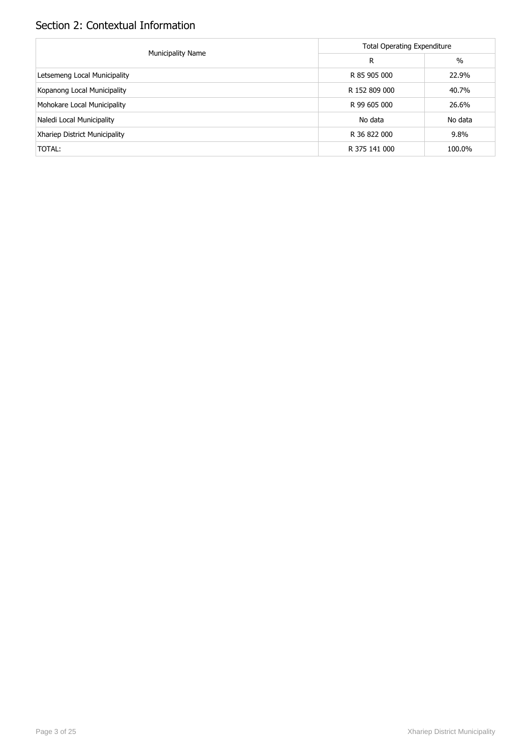## Section 2: Contextual Information

| Municipality Name | Total Operating Expenditure | |
|---|---|---|
| | R | % |
| Letsemeng Local Municipality | R 85 905 000 | 22.9% |
| Kopanong Local Municipality | R 152 809 000 | 40.7% |
| Mohokare Local Municipality | R 99 605 000 | 26.6% |
| Naledi Local Municipality | No data | No data |
| Xhariep District Municipality | R 36 822 000 | 9.8% |
| TOTAL: | R 375 141 000 | 100.0% |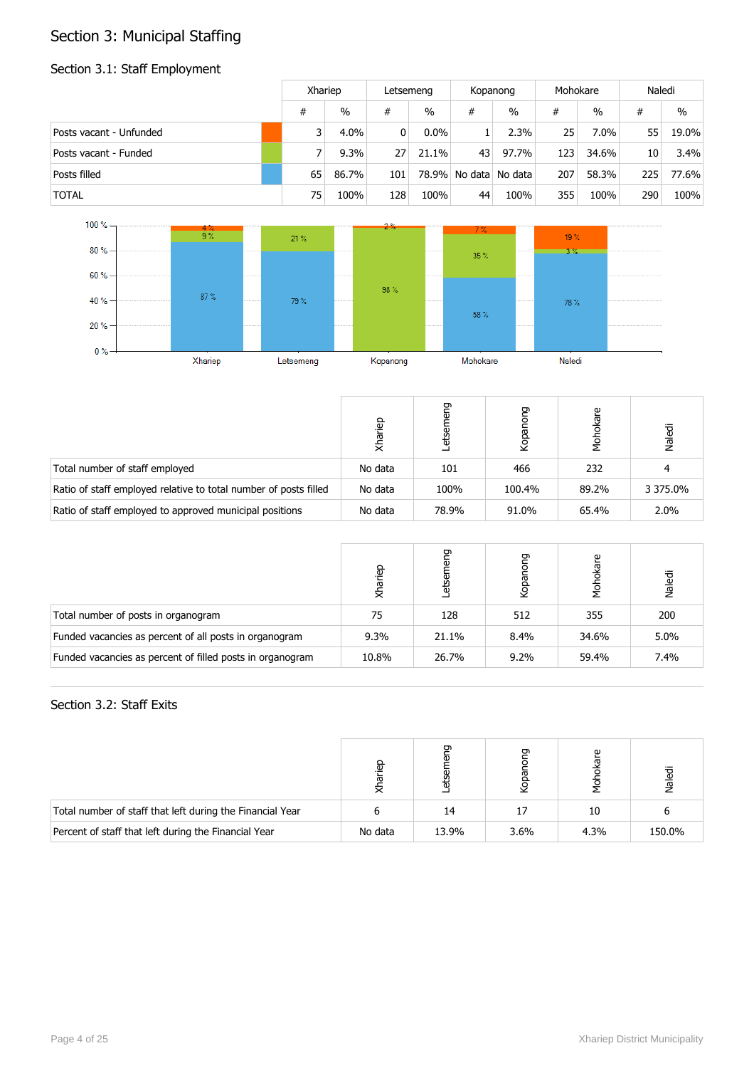# Section 3: Municipal Staffing

## Section 3.1: Staff Employment

| | Xhariep | | Letsemeng | | Kopanong | | Mohokare | | Naledi | |
|---|---|---|---|---|---|---|---|---|---|---|
| | # | % | # | % | # | % | # | % | # | % |
| Posts vacant - Unfunded | 3 | 4.0% | 0 | 0.0% | 1 | 2.3% | 25 | 7.0% | 55 | 19.0% |
| Posts vacant - Funded | 7 | 9.3% | 27 | 21.1% | 43 | 97.7% | 123 | 34.6% | 10 | 3.4% |
| Posts filled | 65 | 86.7% | 101 | 78.9% | No data | No data | 207 | 58.3% | 225 | 77.6% |
| TOTAL | 75 | 100% | 128 | 100% | 44 | 100% | 355 | 100% | 290 | 100% |

| | Xhariep | Letsemeng | Kopanong | Mohokare | Naledi |
|---|---|---|---|---|---|
| Total number of staff employed | No data | 101 | 466 | 232 | 4 |
| Ratio of staff employed relative to total number of posts filled | No data | 100% | 100.4% | 89.2% | 3 375.0% |
| Ratio of staff employed to approved municipal positions | No data | 78.9% | 91.0% | 65.4% | 2.0% |

| | Xhariep | Letsemeng | Kopanong | Mohokare | Naledi |
|---|---|---|---|---|---|
| Total number of posts in organogram | 75 | 128 | 512 | 355 | 200 |
| Funded vacancies as percent of all posts in organogram | 9.3% | 21.1% | 8.4% | 34.6% | 5.0% |
| Funded vacancies as percent of filled posts in organogram | 10.8% | 26.7% | 9.2% | 59.4% | 7.4% |

## Section 3.2: Staff Exits

| | Xhariep | Letsemeng | Kopanong | Mohokare | Naledi |
|---|---|---|---|---|---|
| Total number of staff that left during the Financial Year | 6 | 14 | 17 | 10 | 6 |
| Percent of staff that left during the Financial Year | No data | 13.9% | 3.6% | 4.3% | 150.0% |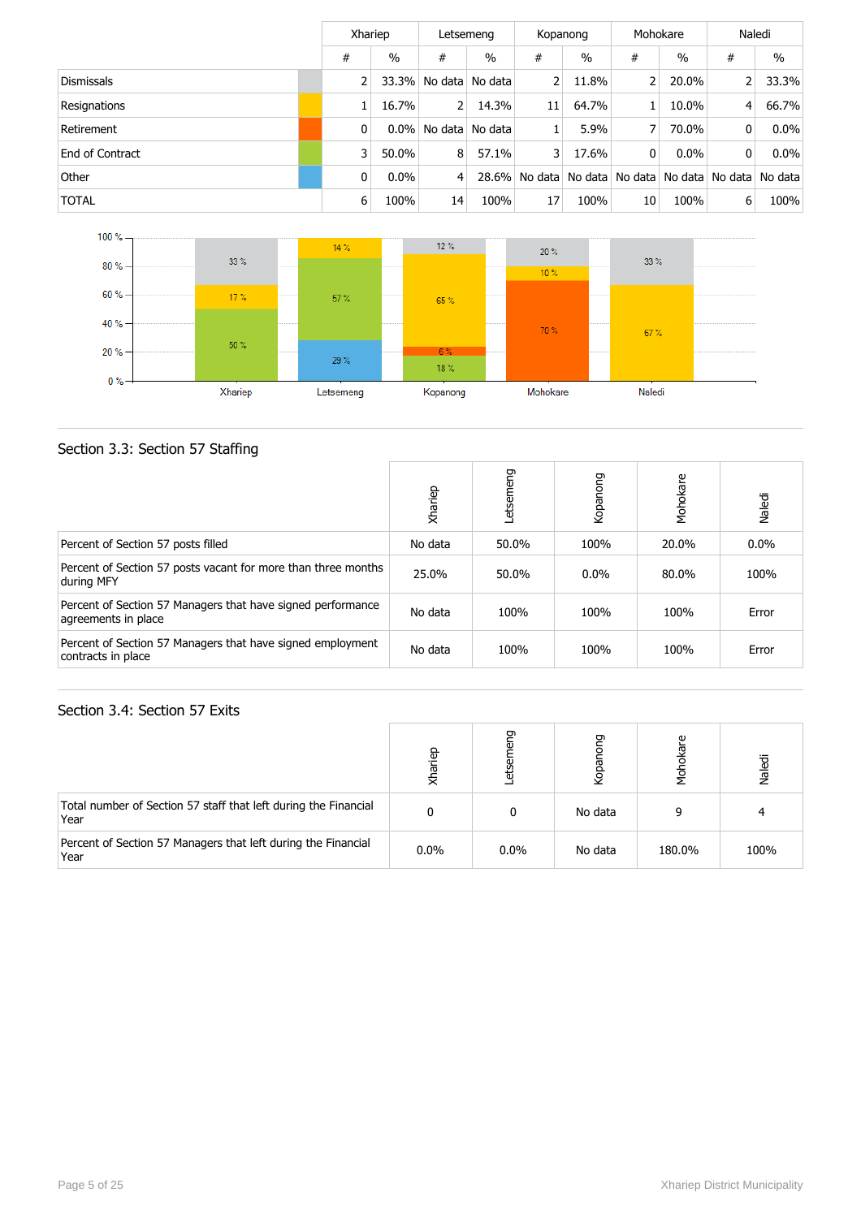| | Xhariep | | Letsemeng | | Kopanong | | Mohokare | | Naledi | |
|---|---|---|---|---|---|---|---|---|---|---|
| | # | % | # | % | # | % | # | % | # | % |
| Dismissals | 2 | 33.3% | No data | No data | 2 | 11.8% | 2 | 20.0% | 2 | 33.3% |
| Resignations | 1 | 16.7% | 2 | 14.3% | 11 | 64.7% | 1 | 10.0% | 4 | 66.7% |
| Retirement | 0 | 0.0% | No data | No data | 1 | 5.9% | 7 | 70.0% | 0 | 0.0% |
| End of Contract | 3 | 50.0% | 8 | 57.1% | 3 | 17.6% | 0 | 0.0% | 0 | 0.0% |
| Other | 0 | 0.0% | 4 | 28.6% | No data | No data | No data | No data | No data | No data |
| TOTAL | 6 | 100% | 14 | 100% | 17 | 100% | 10 | 100% | 6 | 100% |

## Section 3.3: Section 57 Staffing

| | Xhariep | Letsemeng | Kopanong | Mohokare | Naledi |
|---|---|---|---|---|---|
| Percent of Section 57 posts filled | No data | 50.0% | 100% | 20.0% | 0.0% |
| Percent of Section 57 posts vacant for more than three months during MFY | 25.0% | 50.0% | 0.0% | 80.0% | 100% |
| Percent of Section 57 Managers that have signed performance agreements in place | No data | 100% | 100% | 100% | Error |
| Percent of Section 57 Managers that have signed employment contracts in place | No data | 100% | 100% | 100% | Error |

## Section 3.4: Section 57 Exits

| | Xhariep | Letsemeng | Kopanong | Mohokare | Naledi |
|---|---|---|---|---|---|
| Total number of Section 57 staff that left during the Financial Year | 0 | 0 | No data | 9 | 4 |
| Percent of Section 57 Managers that left during the Financial Year | 0.0% | 0.0% | No data | 180.0% | 100% |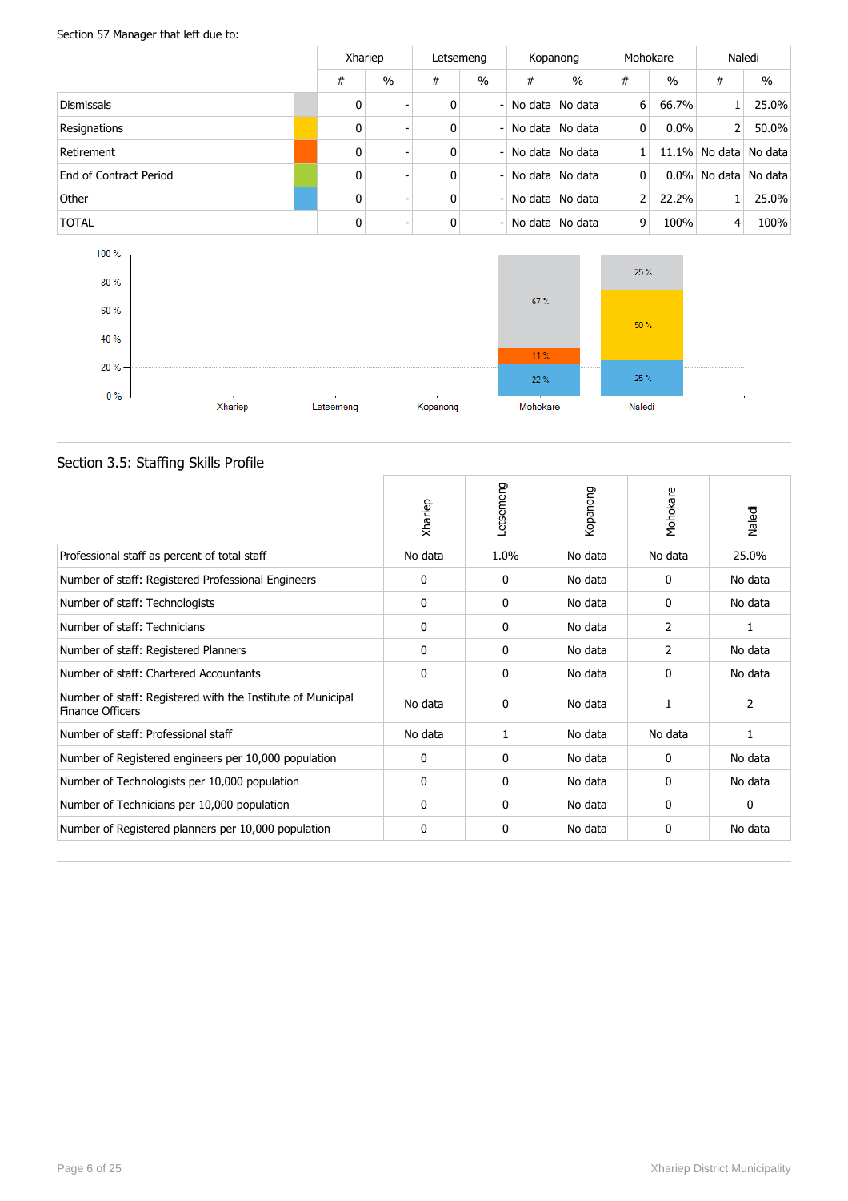Section 57 Manager that left due to:

| | Xhariep | | Letsemeng | | Kopanong | | Mohokare | | Naledi | |
|---|---|---|---|---|---|---|---|---|---|---|
| | # | % | # | % | # | % | # | % | # | % |
| Dismissals | 0 | - | 0 | - | No data | No data | 6 | 66.7% | 1 | 25.0% |
| Resignations | 0 | - | 0 | - | No data | No data | 0 | 0.0% | 2 | 50.0% |
| Retirement | 0 | - | 0 | - | No data | No data | 1 | 11.1% | No data | No data |
| End of Contract Period | 0 | - | 0 | - | No data | No data | 0 | 0.0% | No data | No data |
| Other | 0 | - | 0 | - | No data | No data | 2 | 22.2% | 1 | 25.0% |
| TOTAL | 0 | - | 0 | - | No data | No data | 9 | 100% | 4 | 100% |

## Section 3.5: Staffing Skills Profile

| | Xhariep | Letsemeng | Kopanong | Mohokare | Naledi |
|---|---|---|---|---|---|
| Professional staff as percent of total staff | No data | 1.0% | No data | No data | 25.0% |
| Number of staff: Registered Professional Engineers | 0 | 0 | No data | 0 | No data |
| Number of staff: Technologists | 0 | 0 | No data | 0 | No data |
| Number of staff: Technicians | 0 | 0 | No data | 2 | 1 |
| Number of staff: Registered Planners | 0 | 0 | No data | 2 | No data |
| Number of staff: Chartered Accountants | 0 | 0 | No data | 0 | No data |
| Number of staff: Registered with the Institute of Municipal Finance Officers | No data | 0 | No data | 1 | 2 |
| Number of staff: Professional staff | No data | 1 | No data | No data | 1 |
| Number of Registered engineers per 10,000 population | 0 | 0 | No data | 0 | No data |
| Number of Technologists per 10,000 population | 0 | 0 | No data | 0 | No data |
| Number of Technicians per 10,000 population | 0 | 0 | No data | 0 | 0 |
| Number of Registered planners per 10,000 population | 0 | 0 | No data | 0 | No data |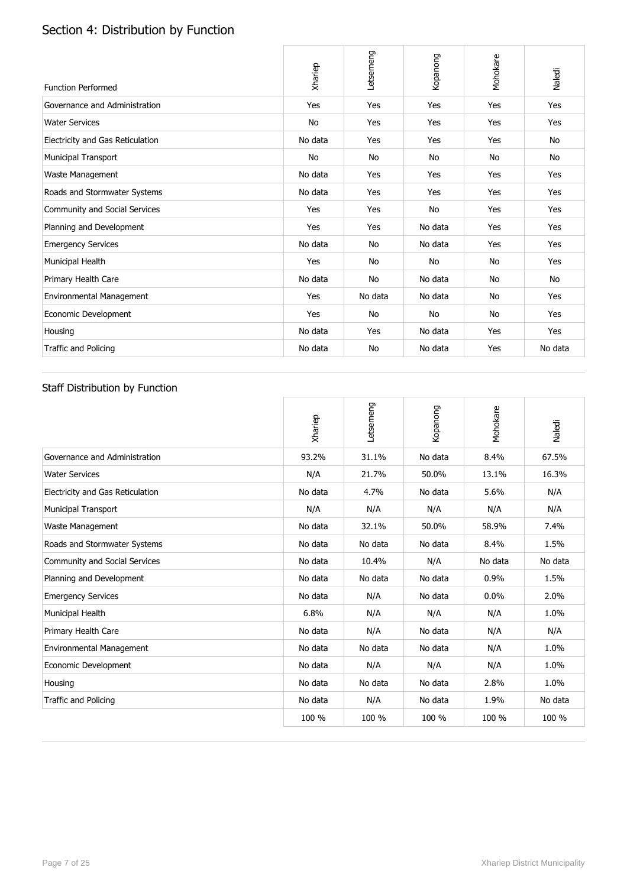## Section 4: Distribution by Function

| Function Performed | Xhariep | Letsemeng | Kopanong | Mohokare | Naledi |
|---|---|---|---|---|---|
| Governance and Administration | Yes | Yes | Yes | Yes | Yes |
| Water Services | No | Yes | Yes | Yes | Yes |
| Electricity and Gas Reticulation | No data | Yes | Yes | Yes | No |
| Municipal Transport | No | No | No | No | No |
| Waste Management | No data | Yes | Yes | Yes | Yes |
| Roads and Stormwater Systems | No data | Yes | Yes | Yes | Yes |
| Community and Social Services | Yes | Yes | No | Yes | Yes |
| Planning and Development | Yes | Yes | No data | Yes | Yes |
| Emergency Services | No data | No | No data | Yes | Yes |
| Municipal Health | Yes | No | No | No | Yes |
| Primary Health Care | No data | No | No data | No | No |
| Environmental Management | Yes | No data | No data | No | Yes |
| Economic Development | Yes | No | No | No | Yes |
| Housing | No data | Yes | No data | Yes | Yes |
| Traffic and Policing | No data | No | No data | Yes | No data |

### Staff Distribution by Function

| | Xhariep | Letsemeng | Kopanong | Mohokare | Naledi |
|---|---|---|---|---|---|
| Governance and Administration | 93.2% | 31.1% | No data | 8.4% | 67.5% |
| Water Services | N/A | 21.7% | 50.0% | 13.1% | 16.3% |
| Electricity and Gas Reticulation | No data | 4.7% | No data | 5.6% | N/A |
| Municipal Transport | N/A | N/A | N/A | N/A | N/A |
| Waste Management | No data | 32.1% | 50.0% | 58.9% | 7.4% |
| Roads and Stormwater Systems | No data | No data | No data | 8.4% | 1.5% |
| Community and Social Services | No data | 10.4% | N/A | No data | No data |
| Planning and Development | No data | No data | No data | 0.9% | 1.5% |
| Emergency Services | No data | N/A | No data | 0.0% | 2.0% |
| Municipal Health | 6.8% | N/A | N/A | N/A | 1.0% |
| Primary Health Care | No data | N/A | No data | N/A | N/A |
| Environmental Management | No data | No data | No data | N/A | 1.0% |
| Economic Development | No data | N/A | N/A | N/A | 1.0% |
| Housing | No data | No data | No data | 2.8% | 1.0% |
| Traffic and Policing | No data | N/A | No data | 1.9% | No data |
| | 100 % | 100 % | 100 % | 100 % | 100 % |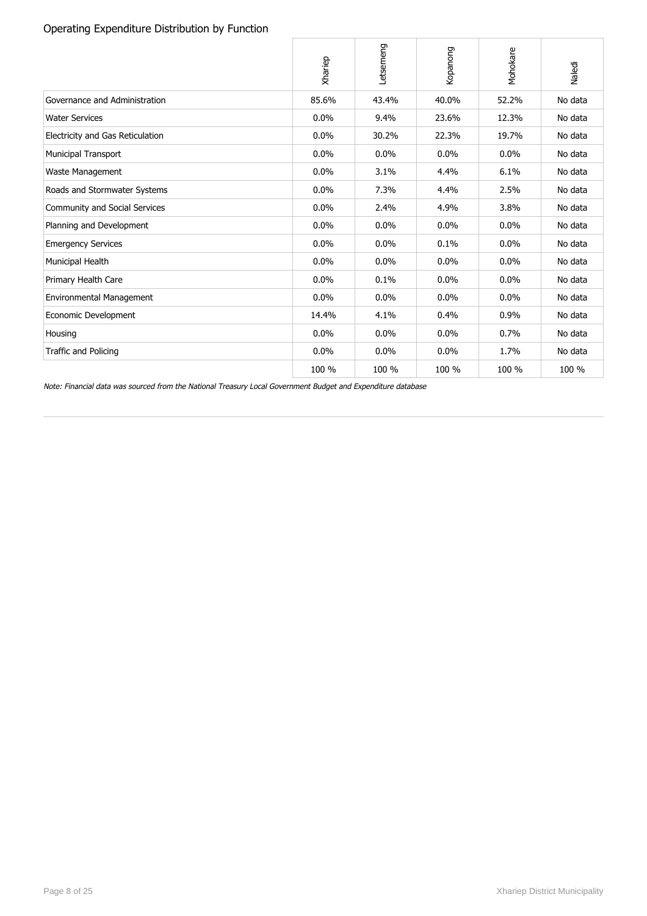## Operating Expenditure Distribution by Function

| | Xhariep | Letsemeng | Kopanong | Mohokare | Naledi |
|---|---|---|---|---|---|
| Governance and Administration | 85.6% | 43.4% | 40.0% | 52.2% | No data |
| Water Services | 0.0% | 9.4% | 23.6% | 12.3% | No data |
| Electricity and Gas Reticulation | 0.0% | 30.2% | 22.3% | 19.7% | No data |
| Municipal Transport | 0.0% | 0.0% | 0.0% | 0.0% | No data |
| Waste Management | 0.0% | 3.1% | 4.4% | 6.1% | No data |
| Roads and Stormwater Systems | 0.0% | 7.3% | 4.4% | 2.5% | No data |
| Community and Social Services | 0.0% | 2.4% | 4.9% | 3.8% | No data |
| Planning and Development | 0.0% | 0.0% | 0.0% | 0.0% | No data |
| Emergency Services | 0.0% | 0.0% | 0.1% | 0.0% | No data |
| Municipal Health | 0.0% | 0.0% | 0.0% | 0.0% | No data |
| Primary Health Care | 0.0% | 0.1% | 0.0% | 0.0% | No data |
| Environmental Management | 0.0% | 0.0% | 0.0% | 0.0% | No data |
| Economic Development | 14.4% | 4.1% | 0.4% | 0.9% | No data |
| Housing | 0.0% | 0.0% | 0.0% | 0.7% | No data |
| Traffic and Policing | 0.0% | 0.0% | 0.0% | 1.7% | No data |
| | 100 % | 100 % | 100 % | 100 % | 100 % |

*Note: Financial data was sourced from the National Treasury Local Government Budget and Expenditure database*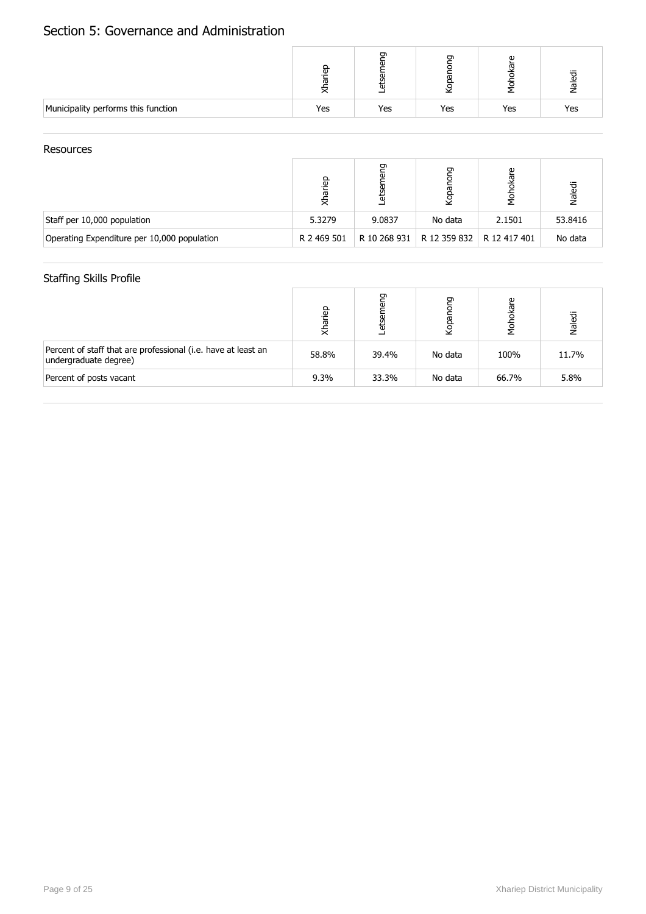# Section 5: Governance and Administration

| | Xhariep | Letsemeng | Kopanong | Mohokare | Naledi |
|---|---|---|---|---|---|
| Municipality performs this function | Yes | Yes | Yes | Yes | Yes |

## Resources

| | Xhariep | Letsemeng | Kopanong | Mohokare | Naledi |
|---|---|---|---|---|---|
| Staff per 10,000 population | 5.3279 | 9.0837 | No data | 2.1501 | 53.8416 |
| Operating Expenditure per 10,000 population | R 2 469 501 | R 10 268 931 | R 12 359 832 | R 12 417 401 | No data |

## Staffing Skills Profile

| | Xhariep | Letsemeng | Kopanong | Mohokare | Naledi |
|---|---|---|---|---|---|
| Percent of staff that are professional (i.e. have at least an undergraduate degree) | 58.8% | 39.4% | No data | 100% | 11.7% |
| Percent of posts vacant | 9.3% | 33.3% | No data | 66.7% | 5.8% |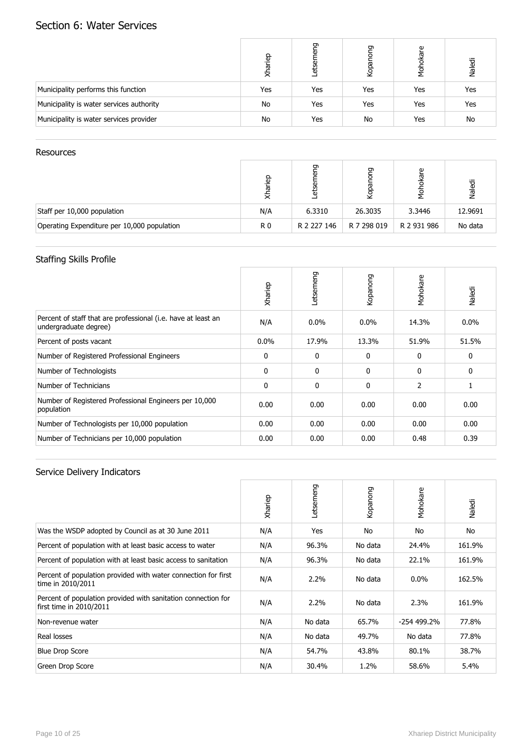# Section 6: Water Services

| | Xhariep | Letsemeng | Kopanong | Mohokare | Naledi |
|---|---|---|---|---|---|
| Municipality performs this function | Yes | Yes | Yes | Yes | Yes |
| Municipality is water services authority | No | Yes | Yes | Yes | Yes |
| Municipality is water services provider | No | Yes | No | Yes | No |

## Resources

| | Xhariep | Letsemeng | Kopanong | Mohokare | Naledi |
|---|---|---|---|---|---|
| Staff per 10,000 population | N/A | 6.3310 | 26.3035 | 3.3446 | 12.9691 |
| Operating Expenditure per 10,000 population | R 0 | R 2 227 146 | R 7 298 019 | R 2 931 986 | No data |

## Staffing Skills Profile

| | Xhariep | Letsemeng | Kopanong | Mohokare | Naledi |
|---|---|---|---|---|---|
| Percent of staff that are professional (i.e. have at least an undergraduate degree) | N/A | 0.0% | 0.0% | 14.3% | 0.0% |
| Percent of posts vacant | 0.0% | 17.9% | 13.3% | 51.9% | 51.5% |
| Number of Registered Professional Engineers | 0 | 0 | 0 | 0 | 0 |
| Number of Technologists | 0 | 0 | 0 | 0 | 0 |
| Number of Technicians | 0 | 0 | 0 | 2 | 1 |
| Number of Registered Professional Engineers per 10,000 population | 0.00 | 0.00 | 0.00 | 0.00 | 0.00 |
| Number of Technologists per 10,000 population | 0.00 | 0.00 | 0.00 | 0.00 | 0.00 |
| Number of Technicians per 10,000 population | 0.00 | 0.00 | 0.00 | 0.48 | 0.39 |

## Service Delivery Indicators

| | Xhariep | Letsemeng | Kopanong | Mohokare | Naledi |
|---|---|---|---|---|---|
| Was the WSDP adopted by Council as at 30 June 2011 | N/A | Yes | No | No | No |
| Percent of population with at least basic access to water | N/A | 96.3% | No data | 24.4% | 161.9% |
| Percent of population with at least basic access to sanitation | N/A | 96.3% | No data | 22.1% | 161.9% |
| Percent of population provided with water connection for first time in 2010/2011 | N/A | 2.2% | No data | 0.0% | 162.5% |
| Percent of population provided with sanitation connection for first time in 2010/2011 | N/A | 2.2% | No data | 2.3% | 161.9% |
| Non-revenue water | N/A | No data | 65.7% | -254 499.2% | 77.8% |
| Real losses | N/A | No data | 49.7% | No data | 77.8% |
| Blue Drop Score | N/A | 54.7% | 43.8% | 80.1% | 38.7% |
| Green Drop Score | N/A | 30.4% | 1.2% | 58.6% | 5.4% |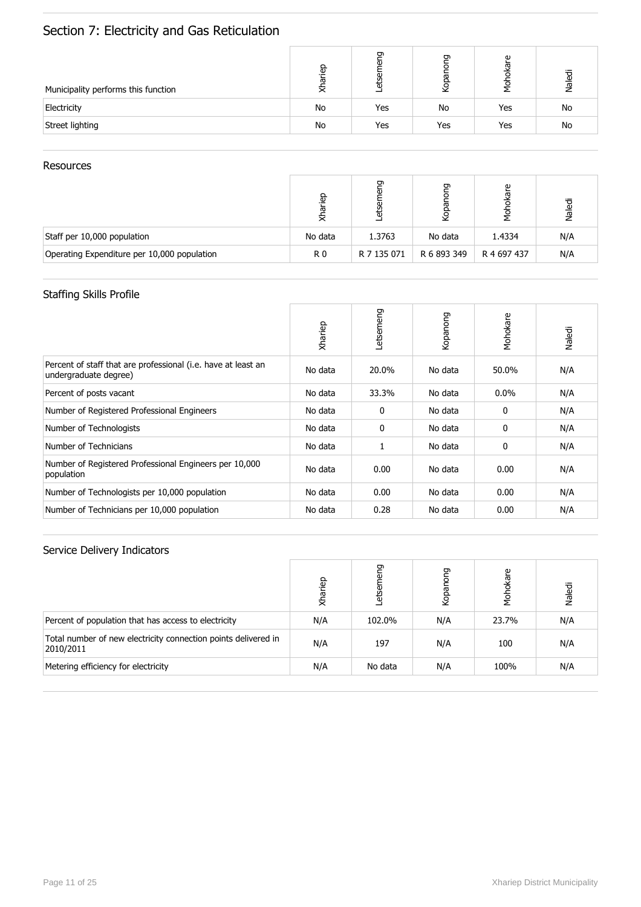# Section 7: Electricity and Gas Reticulation

| Municipality performs this function | Xhariep | Letsemeng | Kopanong | Mohokare | Naledi |
|---|---|---|---|---|---|
| Electricity | No | Yes | No | Yes | No |
| Street lighting | No | Yes | Yes | Yes | No |

## Resources

| | Xhariep | Letsemeng | Kopanong | Mohokare | Naledi |
|---|---|---|---|---|---|
| Staff per 10,000 population | No data | 1.3763 | No data | 1.4334 | N/A |
| Operating Expenditure per 10,000 population | R 0 | R 7 135 071 | R 6 893 349 | R 4 697 437 | N/A |

## Staffing Skills Profile

| | Xhariep | Letsemeng | Kopanong | Mohokare | Naledi |
|---|---|---|---|---|---|
| Percent of staff that are professional (i.e. have at least an undergraduate degree) | No data | 20.0% | No data | 50.0% | N/A |
| Percent of posts vacant | No data | 33.3% | No data | 0.0% | N/A |
| Number of Registered Professional Engineers | No data | 0 | No data | 0 | N/A |
| Number of Technologists | No data | 0 | No data | 0 | N/A |
| Number of Technicians | No data | 1 | No data | 0 | N/A |
| Number of Registered Professional Engineers per 10,000 population | No data | 0.00 | No data | 0.00 | N/A |
| Number of Technologists per 10,000 population | No data | 0.00 | No data | 0.00 | N/A |
| Number of Technicians per 10,000 population | No data | 0.28 | No data | 0.00 | N/A |

## Service Delivery Indicators

| | Xhariep | Letsemeng | Kopanong | Mohokare | Naledi |
|---|---|---|---|---|---|
| Percent of population that has access to electricity | N/A | 102.0% | N/A | 23.7% | N/A |
| Total number of new electricity connection points delivered in 2010/2011 | N/A | 197 | N/A | 100 | N/A |
| Metering efficiency for electricity | N/A | No data | N/A | 100% | N/A |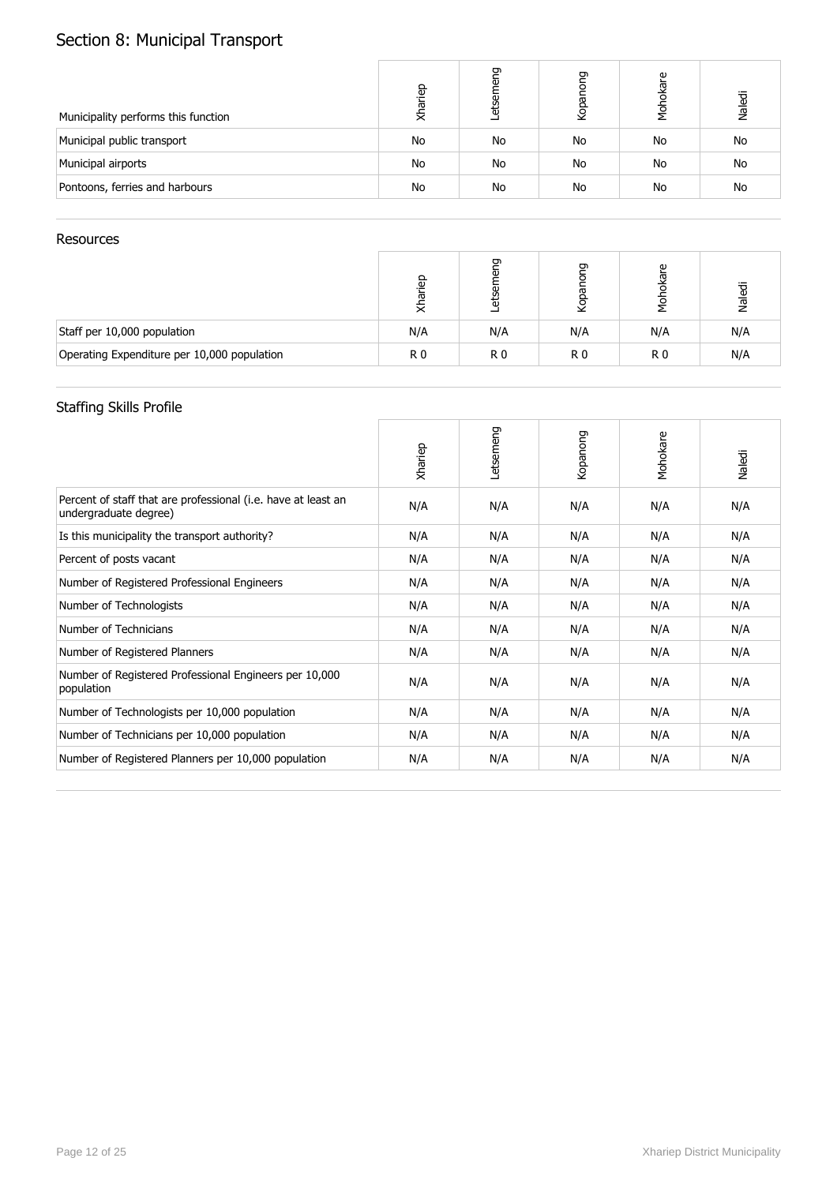# Section 8: Municipal Transport

| Municipality performs this function | Xhariep | Letsemeng | Kopanong | Mohokare | Naledi |
|---|---|---|---|---|---|
| Municipal public transport | No | No | No | No | No |
| Municipal airports | No | No | No | No | No |
| Pontoons, ferries and harbours | No | No | No | No | No |

## Resources

| | Xhariep | Letsemeng | Kopanong | Mohokare | Naledi |
|---|---|---|---|---|---|
| Staff per 10,000 population | N/A | N/A | N/A | N/A | N/A |
| Operating Expenditure per 10,000 population | R 0 | R 0 | R 0 | R 0 | N/A |

## Staffing Skills Profile

| | Xhariep | Letsemeng | Kopanong | Mohokare | Naledi |
|---|---|---|---|---|---|
| Percent of staff that are professional (i.e. have at least an undergraduate degree) | N/A | N/A | N/A | N/A | N/A |
| Is this municipality the transport authority? | N/A | N/A | N/A | N/A | N/A |
| Percent of posts vacant | N/A | N/A | N/A | N/A | N/A |
| Number of Registered Professional Engineers | N/A | N/A | N/A | N/A | N/A |
| Number of Technologists | N/A | N/A | N/A | N/A | N/A |
| Number of Technicians | N/A | N/A | N/A | N/A | N/A |
| Number of Registered Planners | N/A | N/A | N/A | N/A | N/A |
| Number of Registered Professional Engineers per 10,000 population | N/A | N/A | N/A | N/A | N/A |
| Number of Technologists per 10,000 population | N/A | N/A | N/A | N/A | N/A |
| Number of Technicians per 10,000 population | N/A | N/A | N/A | N/A | N/A |
| Number of Registered Planners per 10,000 population | N/A | N/A | N/A | N/A | N/A |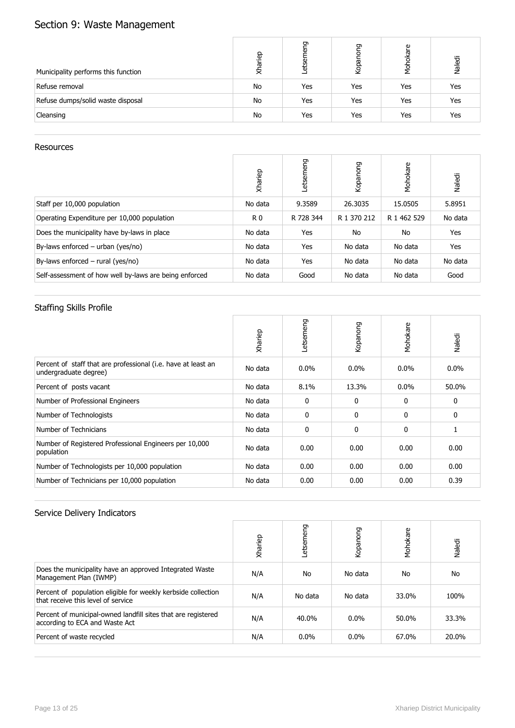# Section 9: Waste Management

| Municipality performs this function | Xhariep | Letsemeng | Kopanong | Mohokare | Naledi |
|---|---|---|---|---|---|
| Refuse removal | No | Yes | Yes | Yes | Yes |
| Refuse dumps/solid waste disposal | No | Yes | Yes | Yes | Yes |
| Cleansing | No | Yes | Yes | Yes | Yes |

## Resources

| | Xhariep | Letsemeng | Kopanong | Mohokare | Naledi |
|---|---|---|---|---|---|
| Staff per 10,000 population | No data | 9.3589 | 26.3035 | 15.0505 | 5.8951 |
| Operating Expenditure per 10,000 population | R 0 | R 728 344 | R 1 370 212 | R 1 462 529 | No data |
| Does the municipality have by-laws in place | No data | Yes | No | No | Yes |
| By-laws enforced – urban (yes/no) | No data | Yes | No data | No data | Yes |
| By-laws enforced – rural (yes/no) | No data | Yes | No data | No data | No data |
| Self-assessment of how well by-laws are being enforced | No data | Good | No data | No data | Good |

## Staffing Skills Profile

| | Xhariep | Letsemeng | Kopanong | Mohokare | Naledi |
|---|---|---|---|---|---|
| Percent of staff that are professional (i.e. have at least an undergraduate degree) | No data | 0.0% | 0.0% | 0.0% | 0.0% |
| Percent of posts vacant | No data | 8.1% | 13.3% | 0.0% | 50.0% |
| Number of Professional Engineers | No data | 0 | 0 | 0 | 0 |
| Number of Technologists | No data | 0 | 0 | 0 | 0 |
| Number of Technicians | No data | 0 | 0 | 0 | 1 |
| Number of Registered Professional Engineers per 10,000 population | No data | 0.00 | 0.00 | 0.00 | 0.00 |
| Number of Technologists per 10,000 population | No data | 0.00 | 0.00 | 0.00 | 0.00 |
| Number of Technicians per 10,000 population | No data | 0.00 | 0.00 | 0.00 | 0.39 |

## Service Delivery Indicators

| | Xhariep | Letsemeng | Kopanong | Mohokare | Naledi |
|---|---|---|---|---|---|
| Does the municipality have an approved Integrated Waste Management Plan (IWMP) | N/A | No | No data | No | No |
| Percent of population eligible for weekly kerbside collection that receive this level of service | N/A | No data | No data | 33.0% | 100% |
| Percent of municipal-owned landfill sites that are registered according to ECA and Waste Act | N/A | 40.0% | 0.0% | 50.0% | 33.3% |
| Percent of waste recycled | N/A | 0.0% | 0.0% | 67.0% | 20.0% |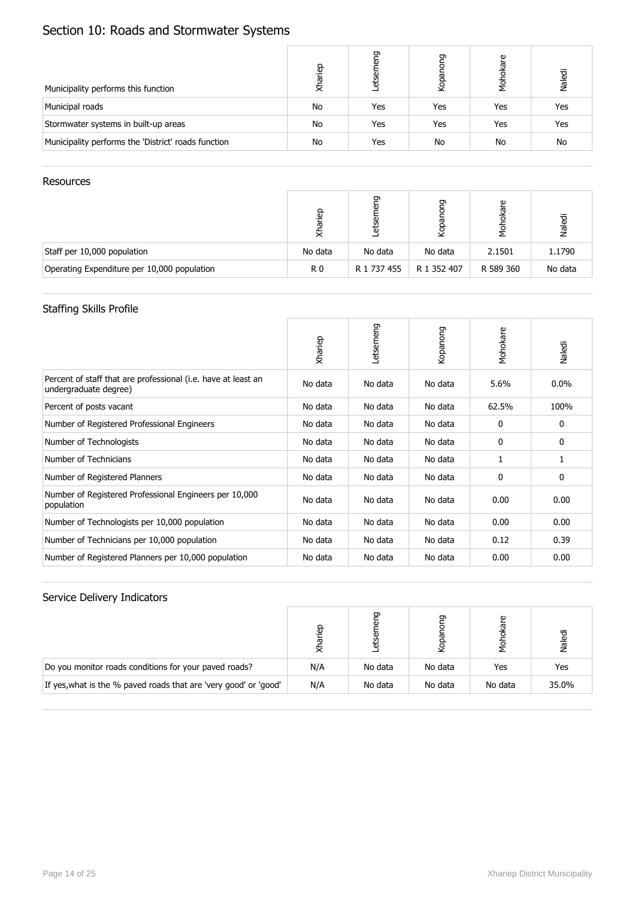# Section 10: Roads and Stormwater Systems

| Municipality performs this function | Xhariep | Letsemeng | Kopanong | Mohokare | Naledi |
|---|---|---|---|---|---|
| Municipal roads | No | Yes | Yes | Yes | Yes |
| Stormwater systems in built-up areas | No | Yes | Yes | Yes | Yes |
| Municipality performs the 'District' roads function | No | Yes | No | No | No |

## Resources

| | Xhariep | Letsemeng | Kopanong | Mohokare | Naledi |
|---|---|---|---|---|---|
| Staff per 10,000 population | No data | No data | No data | 2.1501 | 1.1790 |
| Operating Expenditure per 10,000 population | R 0 | R 1 737 455 | R 1 352 407 | R 589 360 | No data |

## Staffing Skills Profile

| | Xhariep | Letsemeng | Kopanong | Mohokare | Naledi |
|---|---|---|---|---|---|
| Percent of staff that are professional (i.e. have at least an undergraduate degree) | No data | No data | No data | 5.6% | 0.0% |
| Percent of posts vacant | No data | No data | No data | 62.5% | 100% |
| Number of Registered Professional Engineers | No data | No data | No data | 0 | 0 |
| Number of Technologists | No data | No data | No data | 0 | 0 |
| Number of Technicians | No data | No data | No data | 1 | 1 |
| Number of Registered Planners | No data | No data | No data | 0 | 0 |
| Number of Registered Professional Engineers per 10,000 population | No data | No data | No data | 0.00 | 0.00 |
| Number of Technologists per 10,000 population | No data | No data | No data | 0.00 | 0.00 |
| Number of Technicians per 10,000 population | No data | No data | No data | 0.12 | 0.39 |
| Number of Registered Planners per 10,000 population | No data | No data | No data | 0.00 | 0.00 |

## Service Delivery Indicators

| | Xhariep | Letsemeng | Kopanong | Mohokare | Naledi |
|---|---|---|---|---|---|
| Do you monitor roads conditions for your paved roads? | N/A | No data | No data | Yes | Yes |
| If yes,what is the % paved roads that are 'very good' or 'good' | N/A | No data | No data | No data | 35.0% |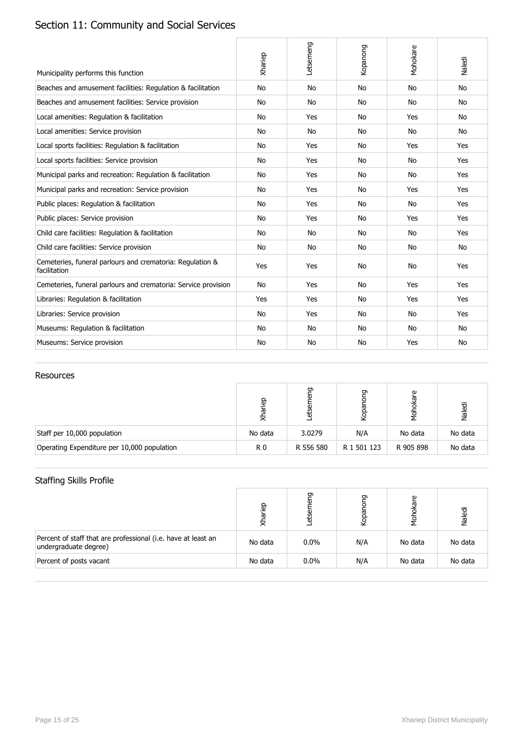## Section 11: Community and Social Services

| Municipality performs this function | Xhariep | Letsemeng | Kopanong | Mohokare | Naledi |
|---|---|---|---|---|---|
| Beaches and amusement facilities: Regulation & facilitation | No | No | No | No | No |
| Beaches and amusement facilities: Service provision | No | No | No | No | No |
| Local amenities: Regulation & facilitation | No | Yes | No | Yes | No |
| Local amenities: Service provision | No | No | No | No | No |
| Local sports facilities: Regulation & facilitation | No | Yes | No | Yes | Yes |
| Local sports facilities: Service provision | No | Yes | No | No | Yes |
| Municipal parks and recreation: Regulation & facilitation | No | Yes | No | No | Yes |
| Municipal parks and recreation: Service provision | No | Yes | No | Yes | Yes |
| Public places: Regulation & facilitation | No | Yes | No | No | Yes |
| Public places: Service provision | No | Yes | No | Yes | Yes |
| Child care facilities: Regulation & facilitation | No | No | No | No | Yes |
| Child care facilities: Service provision | No | No | No | No | No |
| Cemeteries, funeral parlours and crematoria: Regulation & facilitation | Yes | Yes | No | No | Yes |
| Cemeteries, funeral parlours and crematoria: Service provision | No | Yes | No | Yes | Yes |
| Libraries: Regulation & facilitation | Yes | Yes | No | Yes | Yes |
| Libraries: Service provision | No | Yes | No | No | Yes |
| Museums: Regulation & facilitation | No | No | No | No | No |
| Museums: Service provision | No | No | No | Yes | No |

### Resources

| | Xhariep | Letsemeng | Kopanong | Mohokare | Naledi |
|---|---|---|---|---|---|
| Staff per 10,000 population | No data | 3.0279 | N/A | No data | No data |
| Operating Expenditure per 10,000 population | R 0 | R 556 580 | R 1 501 123 | R 905 898 | No data |

### Staffing Skills Profile

| | Xhariep | Letsemeng | Kopanong | Mohokare | Naledi |
|---|---|---|---|---|---|
| Percent of staff that are professional (i.e. have at least an undergraduate degree) | No data | 0.0% | N/A | No data | No data |
| Percent of posts vacant | No data | 0.0% | N/A | No data | No data |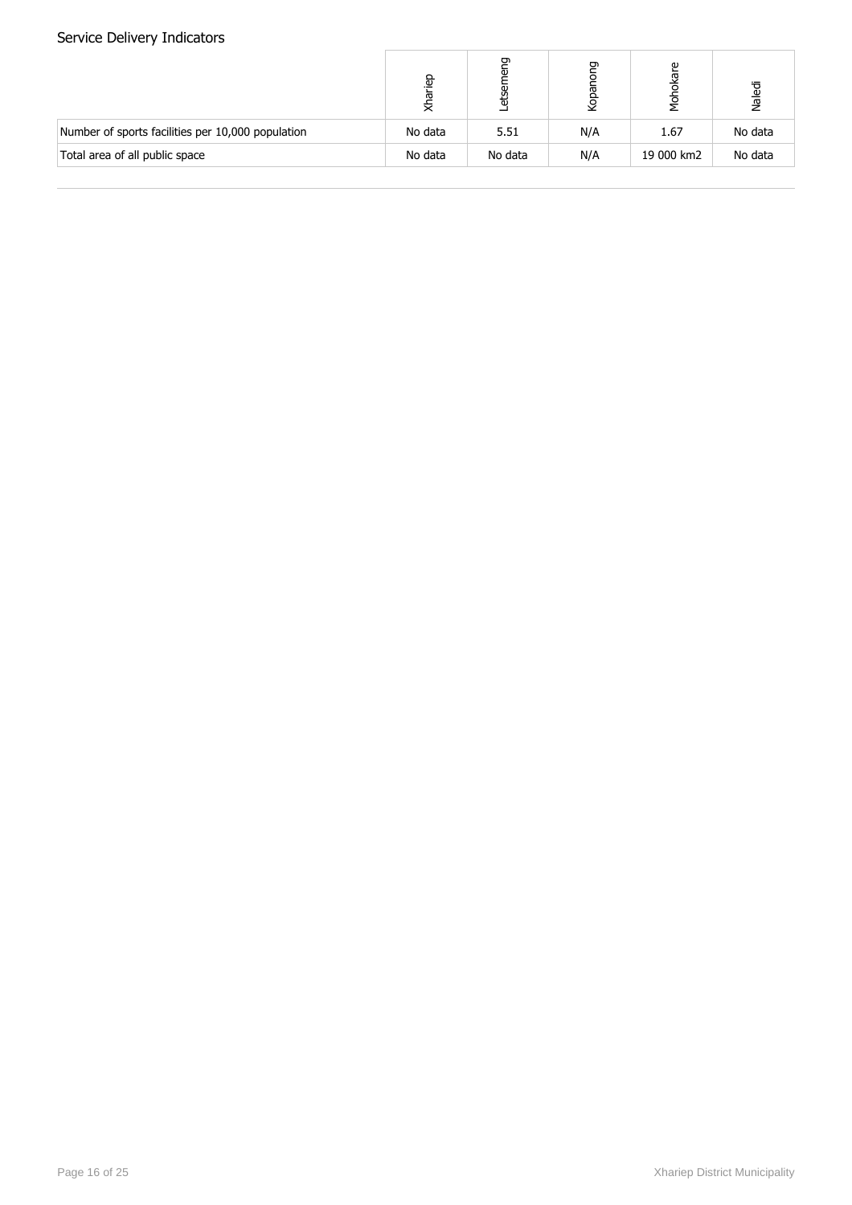## Service Delivery Indicators

| | Xhariep | Letsemeng | Kopanong | Mohokare | Naledi |
|---|---|---|---|---|---|
| Number of sports facilities per 10,000 population | No data | 5.51 | N/A | 1.67 | No data |
| Total area of all public space | No data | No data | N/A | 19 000 km2 | No data |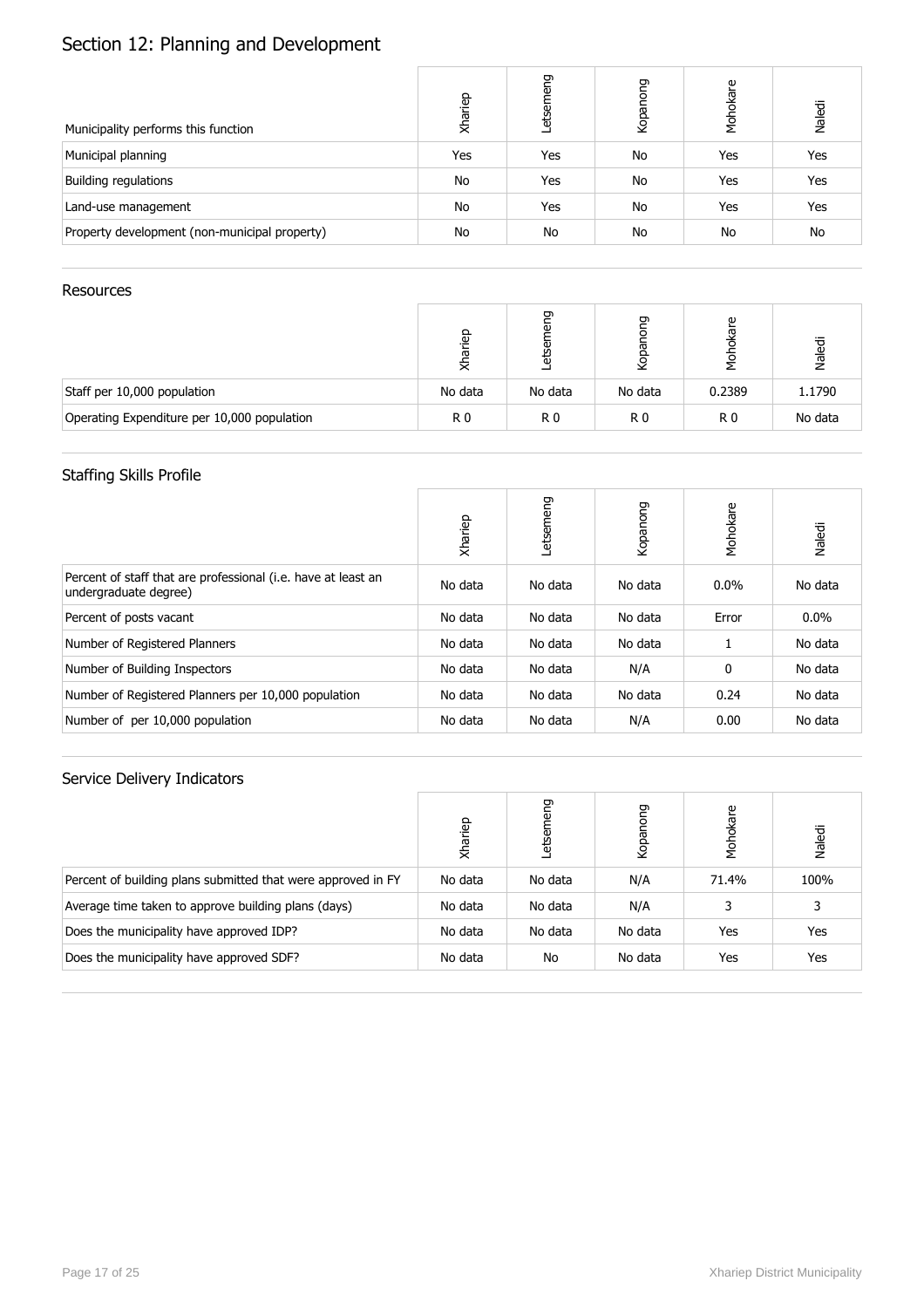# Section 12: Planning and Development

| Municipality performs this function | Xhariep | Letsemeng | Kopanong | Mohokare | Naledi |
|---|---|---|---|---|---|
| Municipal planning | Yes | Yes | No | Yes | Yes |
| Building regulations | No | Yes | No | Yes | Yes |
| Land-use management | No | Yes | No | Yes | Yes |
| Property development (non-municipal property) | No | No | No | No | No |

## Resources

| | Xhariep | Letsemeng | Kopanong | Mohokare | Naledi |
|---|---|---|---|---|---|
| Staff per 10,000 population | No data | No data | No data | 0.2389 | 1.1790 |
| Operating Expenditure per 10,000 population | R 0 | R 0 | R 0 | R 0 | No data |

## Staffing Skills Profile

| | Xhariep | Letsemeng | Kopanong | Mohokare | Naledi |
|---|---|---|---|---|---|
| Percent of staff that are professional (i.e. have at least an undergraduate degree) | No data | No data | No data | 0.0% | No data |
| Percent of posts vacant | No data | No data | No data | Error | 0.0% |
| Number of Registered Planners | No data | No data | No data | 1 | No data |
| Number of Building Inspectors | No data | No data | N/A | 0 | No data |
| Number of Registered Planners per 10,000 population | No data | No data | No data | 0.24 | No data |
| Number of per 10,000 population | No data | No data | N/A | 0.00 | No data |

## Service Delivery Indicators

| | Xhariep | Letsemeng | Kopanong | Mohokare | Naledi |
|---|---|---|---|---|---|
| Percent of building plans submitted that were approved in FY | No data | No data | N/A | 71.4% | 100% |
| Average time taken to approve building plans (days) | No data | No data | N/A | 3 | 3 |
| Does the municipality have approved IDP? | No data | No data | No data | Yes | Yes |
| Does the municipality have approved SDF? | No data | No | No data | Yes | Yes |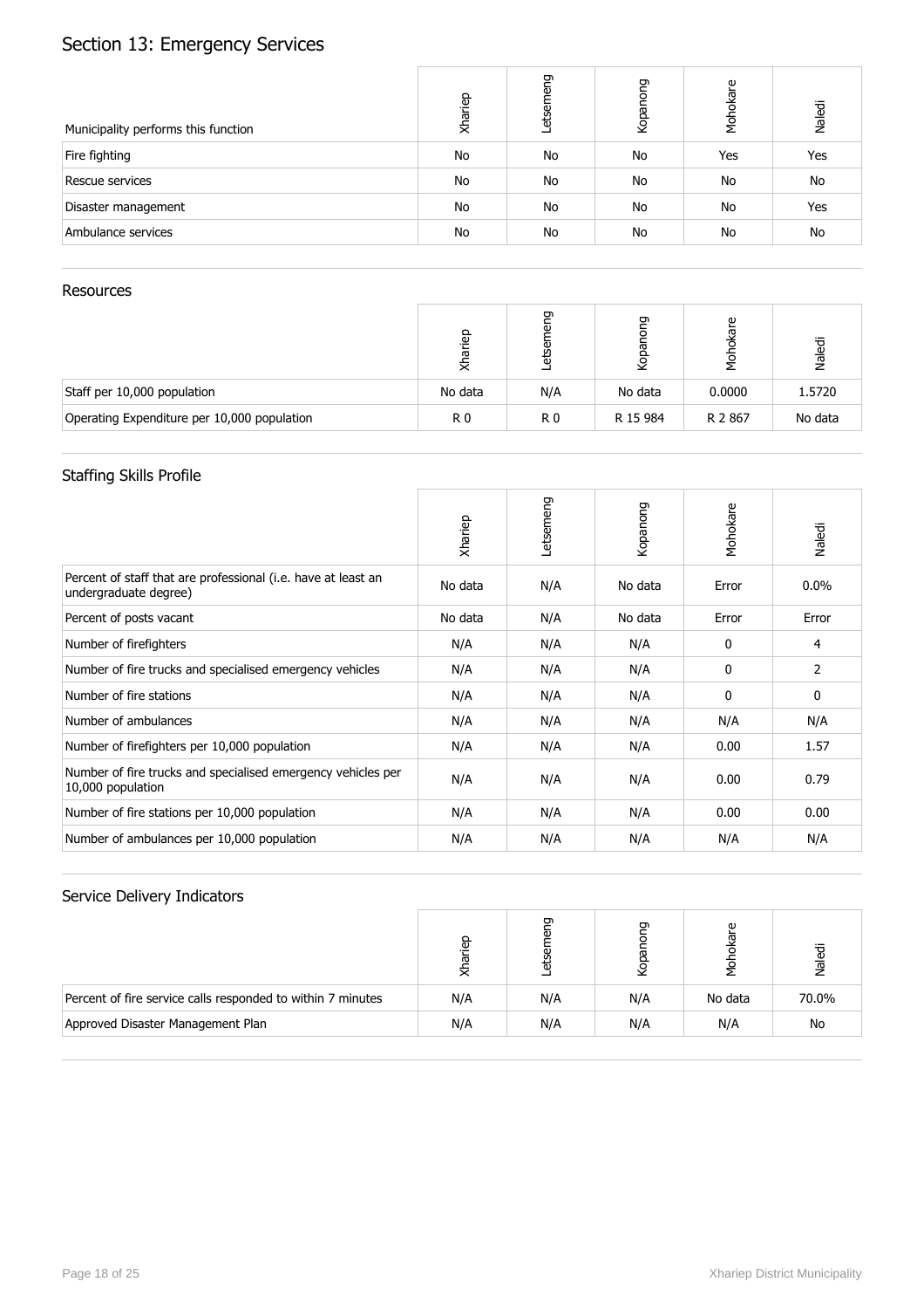# Section 13: Emergency Services

| Municipality performs this function | Xhariep | Letsemeng | Kopanong | Mohokare | Naledi |
|---|---|---|---|---|---|
| Fire fighting | No | No | No | Yes | Yes |
| Rescue services | No | No | No | No | No |
| Disaster management | No | No | No | No | Yes |
| Ambulance services | No | No | No | No | No |

## Resources

| | Xhariep | Letsemeng | Kopanong | Mohokare | Naledi |
|---|---|---|---|---|---|
| Staff per 10,000 population | No data | N/A | No data | 0.0000 | 1.5720 |
| Operating Expenditure per 10,000 population | R 0 | R 0 | R 15 984 | R 2 867 | No data |

## Staffing Skills Profile

| | Xhariep | Letsemeng | Kopanong | Mohokare | Naledi |
|---|---|---|---|---|---|
| Percent of staff that are professional (i.e. have at least an undergraduate degree) | No data | N/A | No data | Error | 0.0% |
| Percent of posts vacant | No data | N/A | No data | Error | Error |
| Number of firefighters | N/A | N/A | N/A | 0 | 4 |
| Number of fire trucks and specialised emergency vehicles | N/A | N/A | N/A | 0 | 2 |
| Number of fire stations | N/A | N/A | N/A | 0 | 0 |
| Number of ambulances | N/A | N/A | N/A | N/A | N/A |
| Number of firefighters per 10,000 population | N/A | N/A | N/A | 0.00 | 1.57 |
| Number of fire trucks and specialised emergency vehicles per 10,000 population | N/A | N/A | N/A | 0.00 | 0.79 |
| Number of fire stations per 10,000 population | N/A | N/A | N/A | 0.00 | 0.00 |
| Number of ambulances per 10,000 population | N/A | N/A | N/A | N/A | N/A |

## Service Delivery Indicators

| | Xhariep | Letsemeng | Kopanong | Mohokare | Naledi |
|---|---|---|---|---|---|
| Percent of fire service calls responded to within 7 minutes | N/A | N/A | N/A | No data | 70.0% |
| Approved Disaster Management Plan | N/A | N/A | N/A | N/A | No |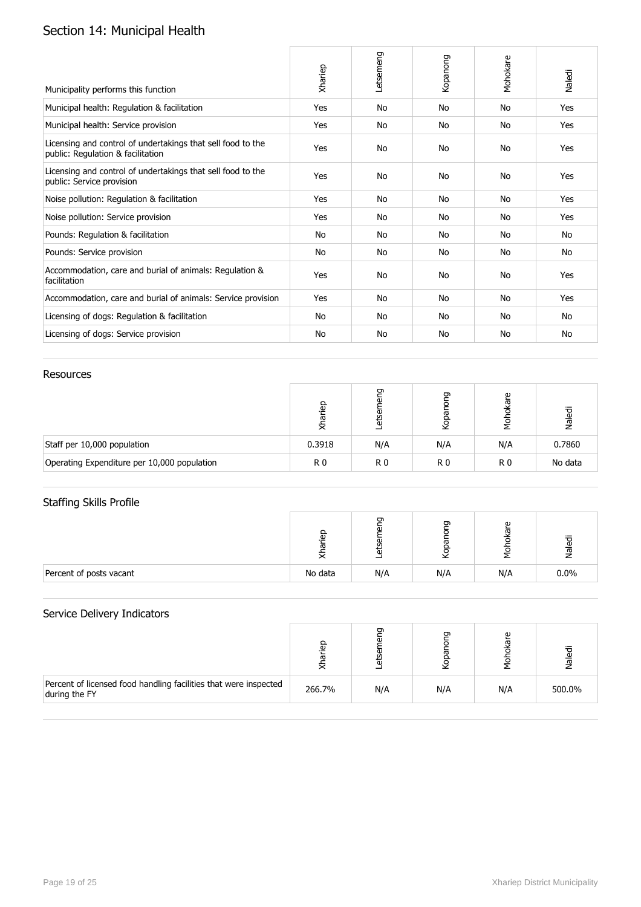# Section 14: Municipal Health

| Municipality performs this function | Xhariep | Letsemeng | Kopanong | Mohokare | Naledi |
|---|---|---|---|---|---|
| Municipal health: Regulation & facilitation | Yes | No | No | No | Yes |
| Municipal health: Service provision | Yes | No | No | No | Yes |
| Licensing and control of undertakings that sell food to the public: Regulation & facilitation | Yes | No | No | No | Yes |
| Licensing and control of undertakings that sell food to the public: Service provision | Yes | No | No | No | Yes |
| Noise pollution: Regulation & facilitation | Yes | No | No | No | Yes |
| Noise pollution: Service provision | Yes | No | No | No | Yes |
| Pounds: Regulation & facilitation | No | No | No | No | No |
| Pounds: Service provision | No | No | No | No | No |
| Accommodation, care and burial of animals: Regulation & facilitation | Yes | No | No | No | Yes |
| Accommodation, care and burial of animals: Service provision | Yes | No | No | No | Yes |
| Licensing of dogs: Regulation & facilitation | No | No | No | No | No |
| Licensing of dogs: Service provision | No | No | No | No | No |

## Resources

| | Xhariep | Letsemeng | Kopanong | Mohokare | Naledi |
|---|---|---|---|---|---|
| Staff per 10,000 population | 0.3918 | N/A | N/A | N/A | 0.7860 |
| Operating Expenditure per 10,000 population | R 0 | R 0 | R 0 | R 0 | No data |

## Staffing Skills Profile

| | Xhariep | Letsemeng | Kopanong | Mohokare | Naledi |
|---|---|---|---|---|---|
| Percent of posts vacant | No data | N/A | N/A | N/A | 0.0% |

## Service Delivery Indicators

| | Xhariep | Letsemeng | Kopanong | Mohokare | Naledi |
|---|---|---|---|---|---|
| Percent of licensed food handling facilities that were inspected during the FY | 266.7% | N/A | N/A | N/A | 500.0% |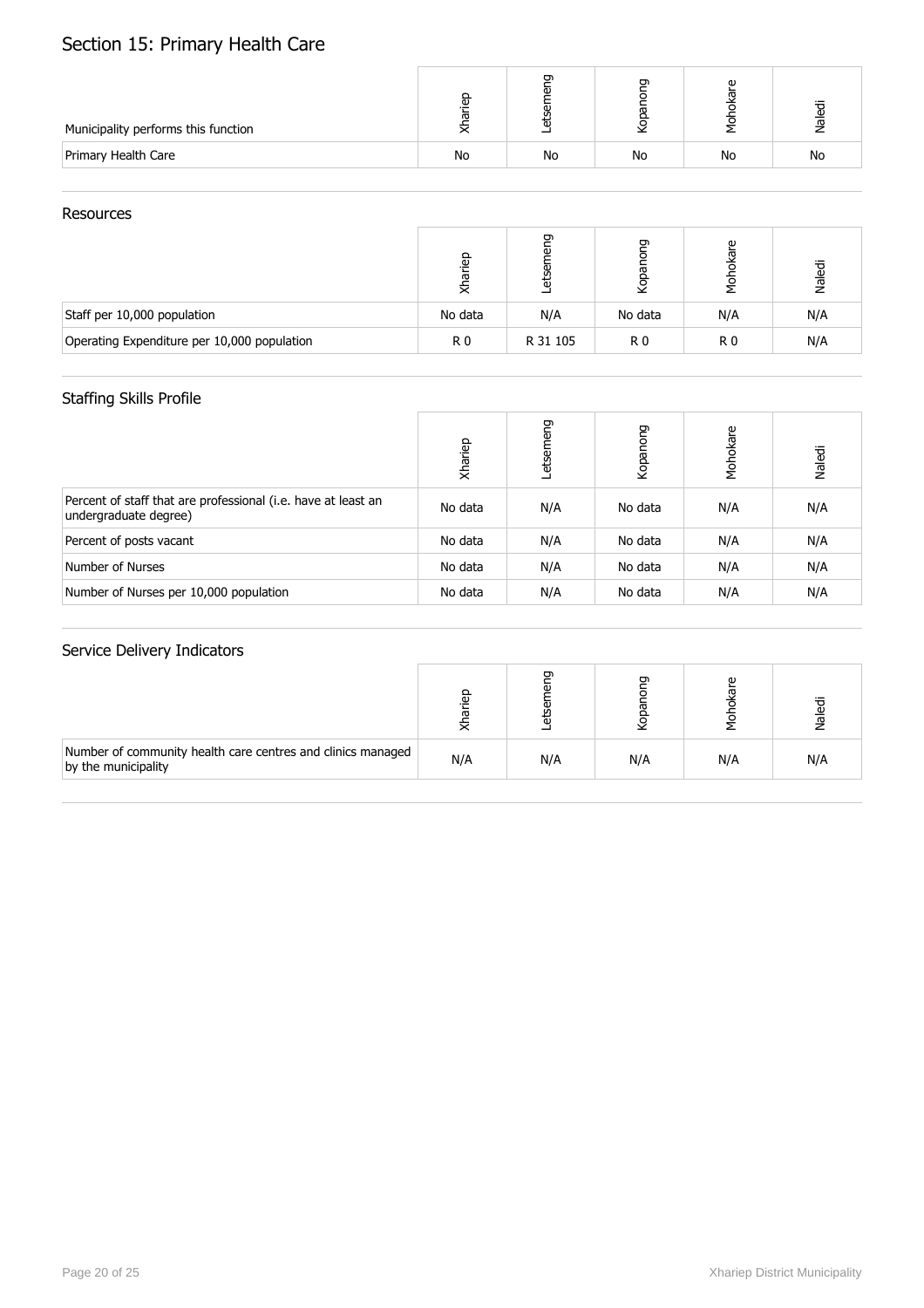# Section 15: Primary Health Care

| Municipality performs this function | Xhariep | Letsemeng | Kopanong | Mohokare | Naledi |
|---|---|---|---|---|---|
| Primary Health Care | No | No | No | No | No |

## Resources

| | Xhariep | Letsemeng | Kopanong | Mohokare | Naledi |
|---|---|---|---|---|---|
| Staff per 10,000 population | No data | N/A | No data | N/A | N/A |
| Operating Expenditure per 10,000 population | R 0 | R 31 105 | R 0 | R 0 | N/A |

## Staffing Skills Profile

| | Xhariep | Letsemeng | Kopanong | Mohokare | Naledi |
|---|---|---|---|---|---|
| Percent of staff that are professional (i.e. have at least an undergraduate degree) | No data | N/A | No data | N/A | N/A |
| Percent of posts vacant | No data | N/A | No data | N/A | N/A |
| Number of Nurses | No data | N/A | No data | N/A | N/A |
| Number of Nurses per 10,000 population | No data | N/A | No data | N/A | N/A |

## Service Delivery Indicators

| | Xhariep | Letsemeng | Kopanong | Mohokare | Naledi |
|---|---|---|---|---|---|
| Number of community health care centres and clinics managed by the municipality | N/A | N/A | N/A | N/A | N/A |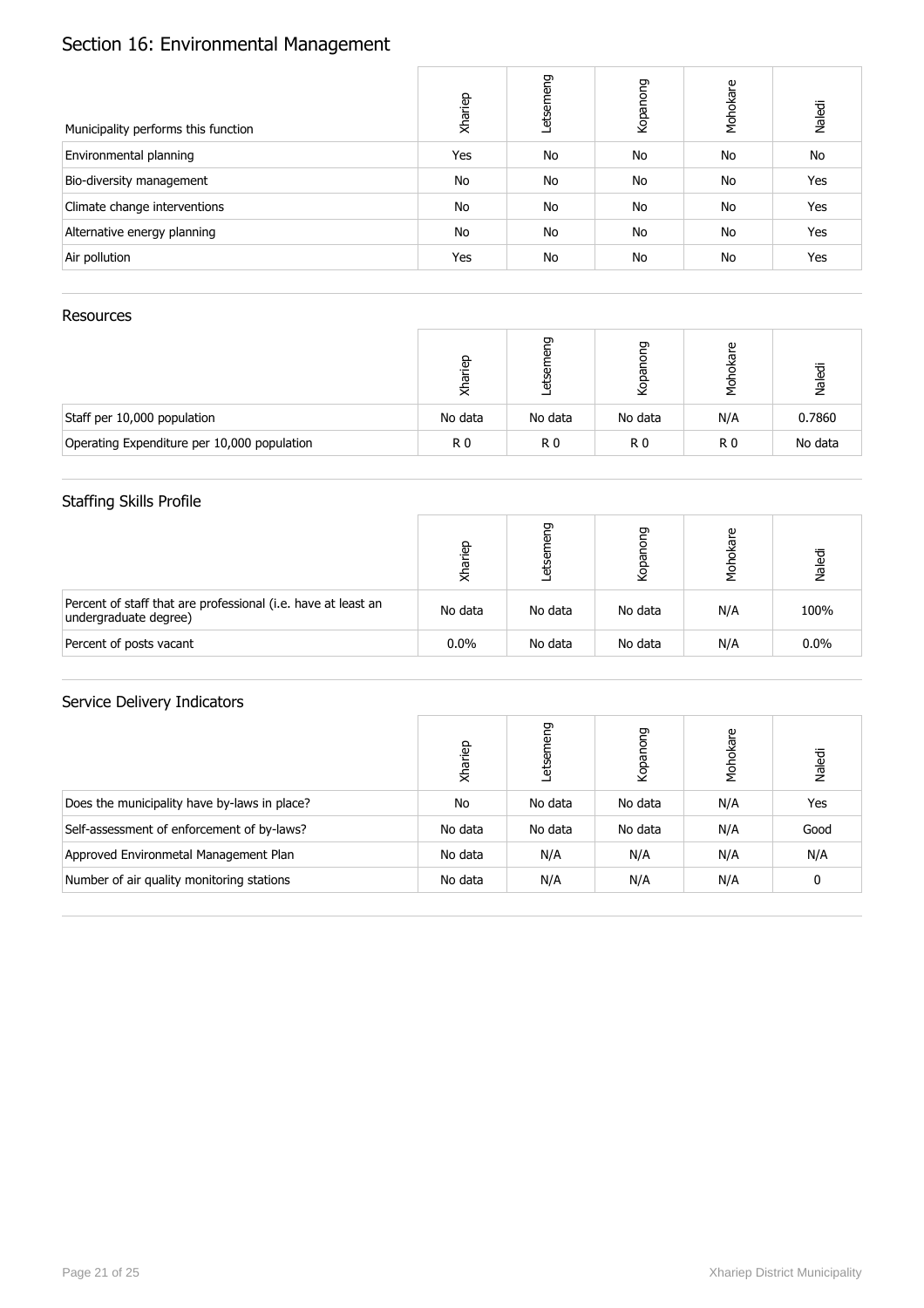# Section 16: Environmental Management

| Municipality performs this function | Xhariep | Letsemeng | Kopanong | Mohokare | Naledi |
|---|---|---|---|---|---|
| Environmental planning | Yes | No | No | No | No |
| Bio-diversity management | No | No | No | No | Yes |
| Climate change interventions | No | No | No | No | Yes |
| Alternative energy planning | No | No | No | No | Yes |
| Air pollution | Yes | No | No | No | Yes |

## Resources

| | Xhariep | Letsemeng | Kopanong | Mohokare | Naledi |
|---|---|---|---|---|---|
| Staff per 10,000 population | No data | No data | No data | N/A | 0.7860 |
| Operating Expenditure per 10,000 population | R 0 | R 0 | R 0 | R 0 | No data |

## Staffing Skills Profile

| | Xhariep | Letsemeng | Kopanong | Mohokare | Naledi |
|---|---|---|---|---|---|
| Percent of staff that are professional (i.e. have at least an undergraduate degree) | No data | No data | No data | N/A | 100% |
| Percent of posts vacant | 0.0% | No data | No data | N/A | 0.0% |

## Service Delivery Indicators

| | Xhariep | Letsemeng | Kopanong | Mohokare | Naledi |
|---|---|---|---|---|---|
| Does the municipality have by-laws in place? | No | No data | No data | N/A | Yes |
| Self-assessment of enforcement of by-laws? | No data | No data | No data | N/A | Good |
| Approved Environmetal Management Plan | No data | N/A | N/A | N/A | N/A |
| Number of air quality monitoring stations | No data | N/A | N/A | N/A | 0 |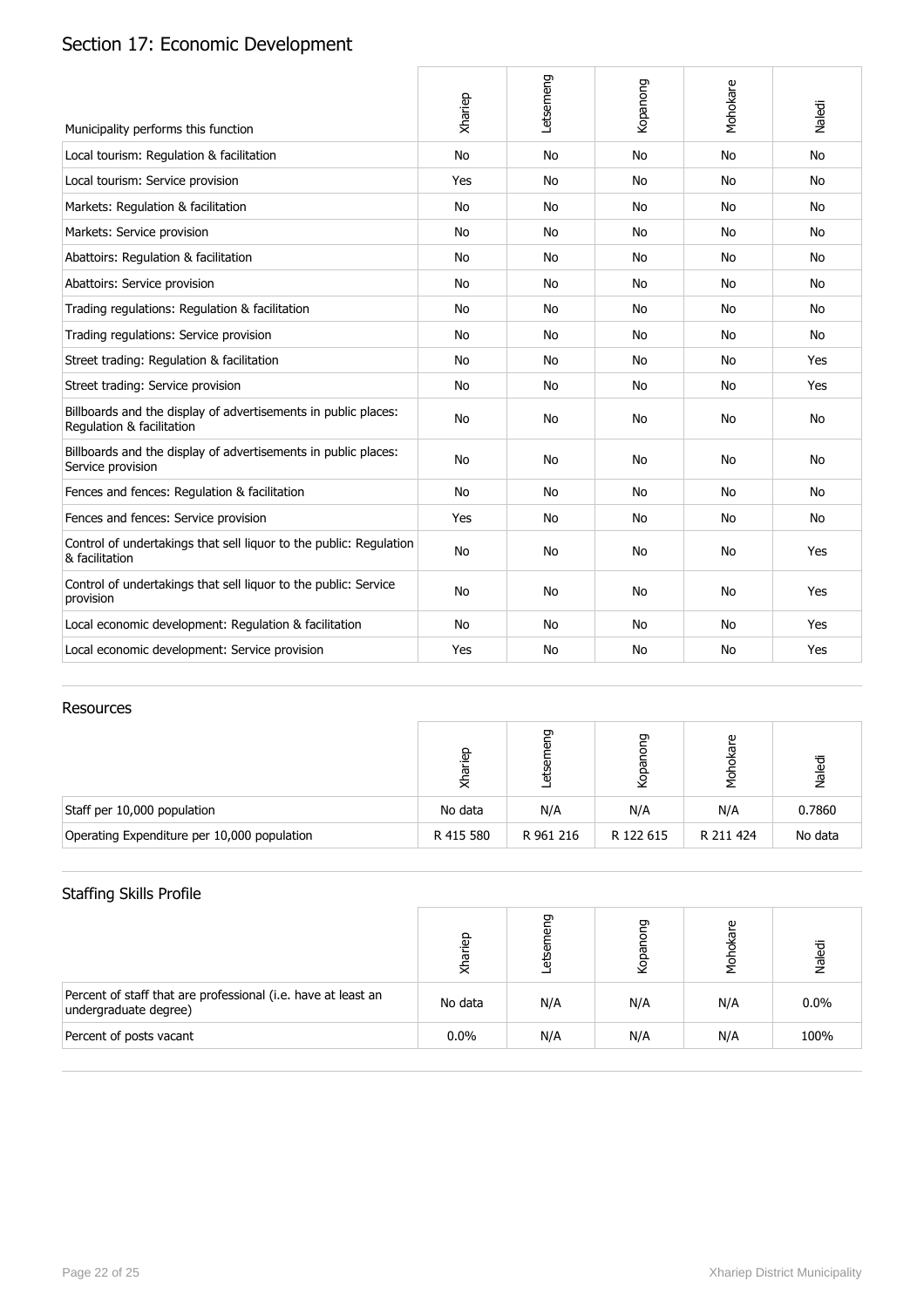# Section 17: Economic Development

| Municipality performs this function | Xhariep | Letsemeng | Kopanong | Mohokare | Naledi |
|---|---|---|---|---|---|
| Local tourism: Regulation & facilitation | No | No | No | No | No |
| Local tourism: Service provision | Yes | No | No | No | No |
| Markets: Regulation & facilitation | No | No | No | No | No |
| Markets: Service provision | No | No | No | No | No |
| Abattoirs: Regulation & facilitation | No | No | No | No | No |
| Abattoirs: Service provision | No | No | No | No | No |
| Trading regulations: Regulation & facilitation | No | No | No | No | No |
| Trading regulations: Service provision | No | No | No | No | No |
| Street trading: Regulation & facilitation | No | No | No | No | Yes |
| Street trading: Service provision | No | No | No | No | Yes |
| Billboards and the display of advertisements in public places: Regulation & facilitation | No | No | No | No | No |
| Billboards and the display of advertisements in public places: Service provision | No | No | No | No | No |
| Fences and fences: Regulation & facilitation | No | No | No | No | No |
| Fences and fences: Service provision | Yes | No | No | No | No |
| Control of undertakings that sell liquor to the public: Regulation & facilitation | No | No | No | No | Yes |
| Control of undertakings that sell liquor to the public: Service provision | No | No | No | No | Yes |
| Local economic development: Regulation & facilitation | No | No | No | No | Yes |
| Local economic development: Service provision | Yes | No | No | No | Yes |

## Resources

| | Xhariep | Letsemeng | Kopanong | Mohokare | Naledi |
|---|---|---|---|---|---|
| Staff per 10,000 population | No data | N/A | N/A | N/A | 0.7860 |
| Operating Expenditure per 10,000 population | R 415 580 | R 961 216 | R 122 615 | R 211 424 | No data |

## Staffing Skills Profile

| | Xhariep | Letsemeng | Kopanong | Mohokare | Naledi |
|---|---|---|---|---|---|
| Percent of staff that are professional (i.e. have at least an undergraduate degree) | No data | N/A | N/A | N/A | 0.0% |
| Percent of posts vacant | 0.0% | N/A | N/A | N/A | 100% |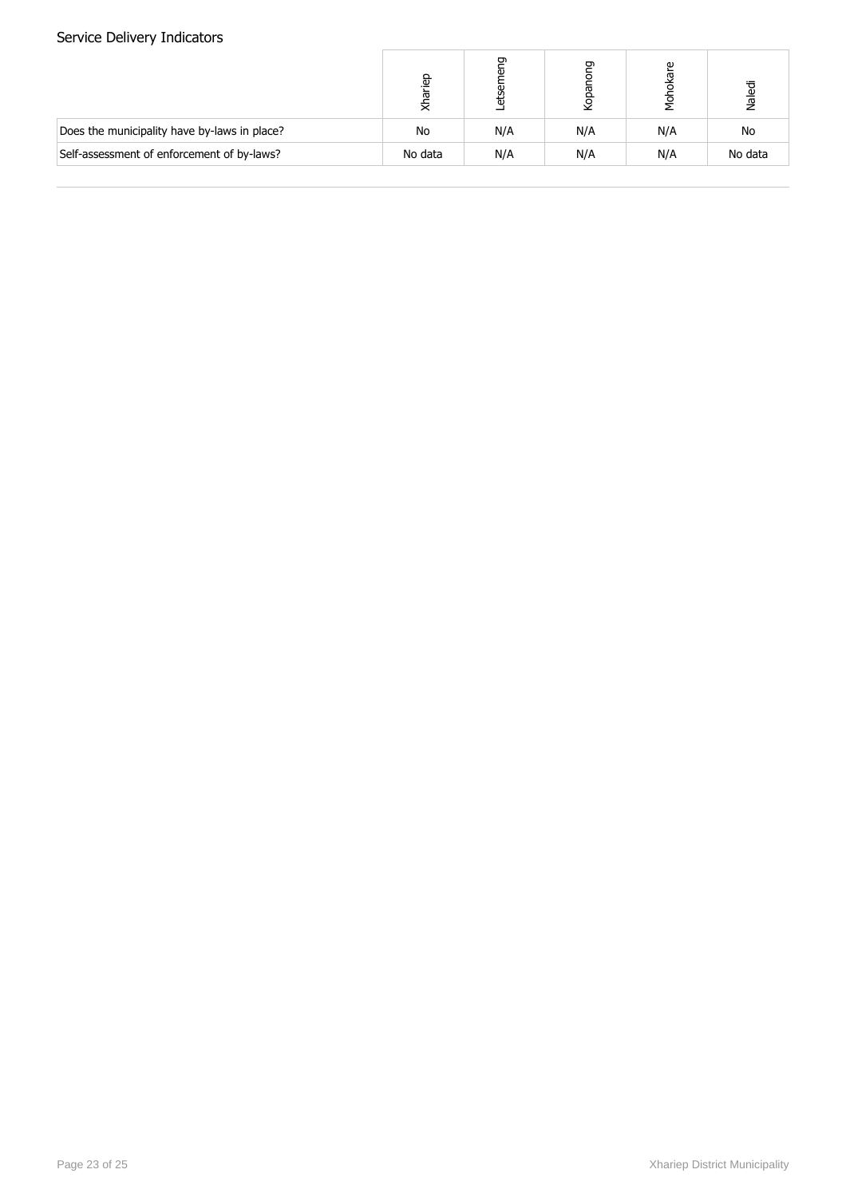## Service Delivery Indicators

| | Xhariep | Letsemeng | Kopanong | Mohokare | Naledi |
|---|---|---|---|---|---|
| Does the municipality have by-laws in place? | No | N/A | N/A | N/A | No |
| Self-assessment of enforcement of by-laws? | No data | N/A | N/A | N/A | No data |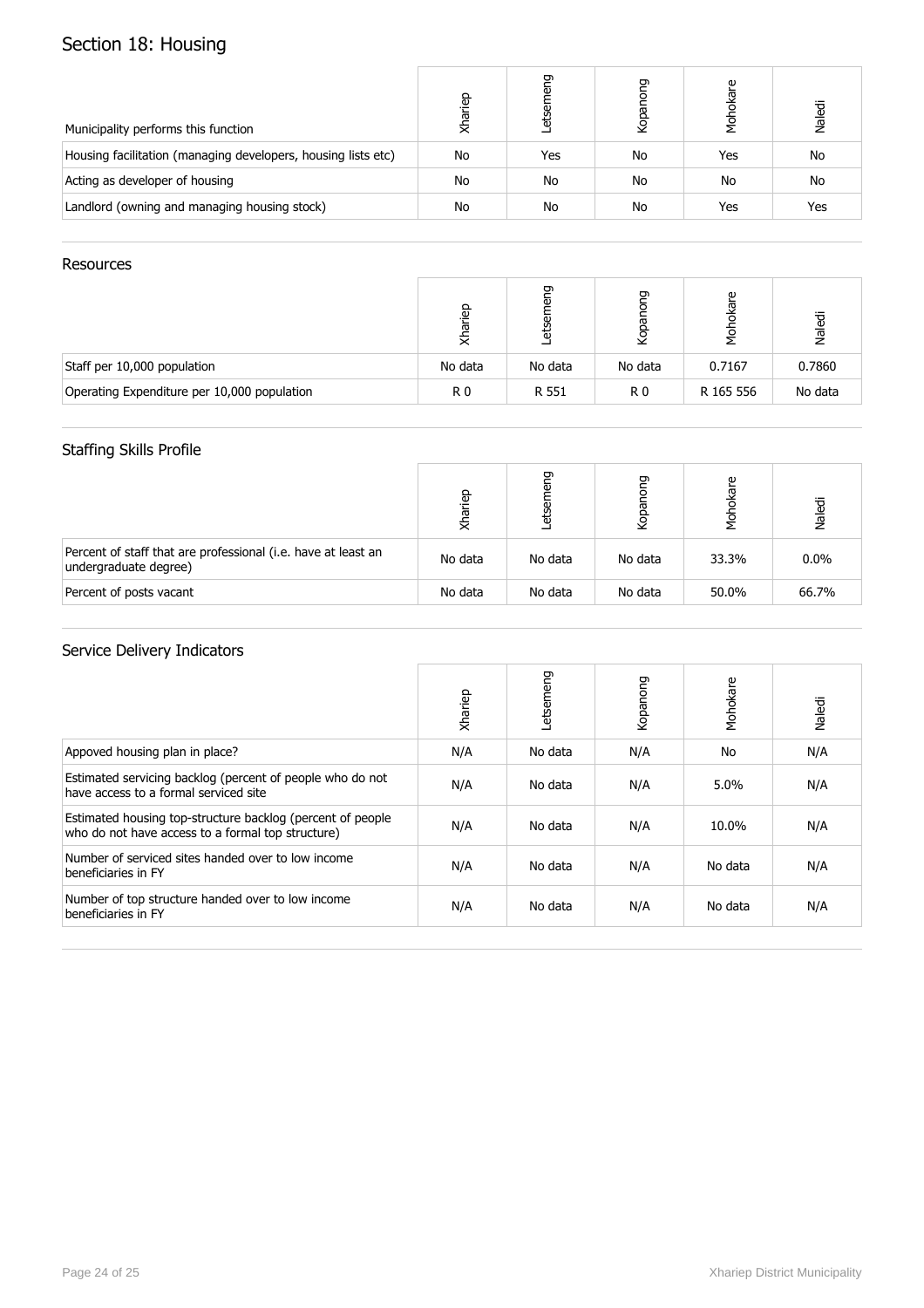## Section 18: Housing

| Municipality performs this function | Xhariep | Letsemeng | Kopanong | Mohokare | Naledi |
|---|---|---|---|---|---|
| Housing facilitation (managing developers, housing lists etc) | No | Yes | No | Yes | No |
| Acting as developer of housing | No | No | No | No | No |
| Landlord (owning and managing housing stock) | No | No | No | Yes | Yes |

### Resources

| | Xhariep | Letsemeng | Kopanong | Mohokare | Naledi |
|---|---|---|---|---|---|
| Staff per 10,000 population | No data | No data | No data | 0.7167 | 0.7860 |
| Operating Expenditure per 10,000 population | R 0 | R 551 | R 0 | R 165 556 | No data |

### Staffing Skills Profile

| | Xhariep | Letsemeng | Kopanong | Mohokare | Naledi |
|---|---|---|---|---|---|
| Percent of staff that are professional (i.e. have at least an undergraduate degree) | No data | No data | No data | 33.3% | 0.0% |
| Percent of posts vacant | No data | No data | No data | 50.0% | 66.7% |

### Service Delivery Indicators

| | Xhariep | Letsemeng | Kopanong | Mohokare | Naledi |
|---|---|---|---|---|---|
| Appoved housing plan in place? | N/A | No data | N/A | No | N/A |
| Estimated servicing backlog (percent of people who do not have access to a formal serviced site | N/A | No data | N/A | 5.0% | N/A |
| Estimated housing top-structure backlog (percent of people who do not have access to a formal top structure) | N/A | No data | N/A | 10.0% | N/A |
| Number of serviced sites handed over to low income beneficiaries in FY | N/A | No data | N/A | No data | N/A |
| Number of top structure handed over to low income beneficiaries in FY | N/A | No data | N/A | No data | N/A |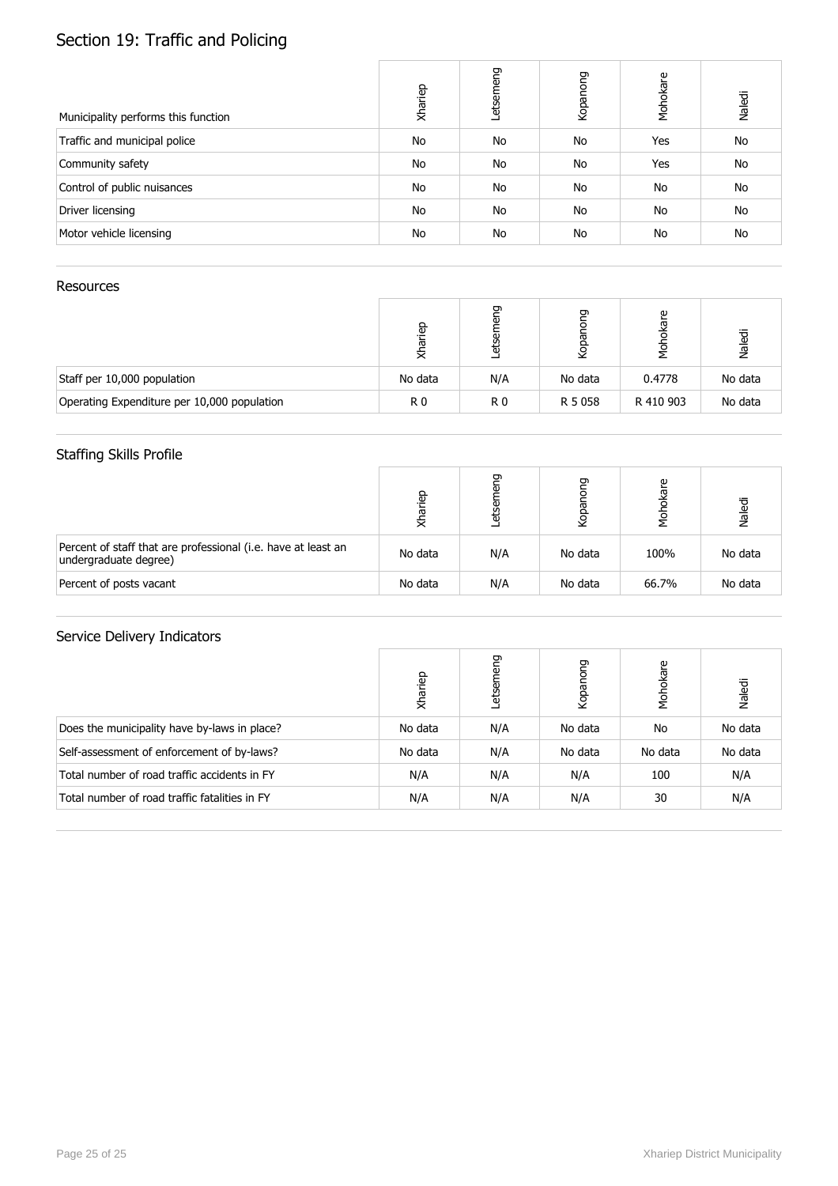# Section 19: Traffic and Policing

| Municipality performs this function | Xhariep | Letsemeng | Kopanong | Mohokare | Naledi |
|---|---|---|---|---|---|
| Traffic and municipal police | No | No | No | Yes | No |
| Community safety | No | No | No | Yes | No |
| Control of public nuisances | No | No | No | No | No |
| Driver licensing | No | No | No | No | No |
| Motor vehicle licensing | No | No | No | No | No |

## Resources

| | Xhariep | Letsemeng | Kopanong | Mohokare | Naledi |
|---|---|---|---|---|---|
| Staff per 10,000 population | No data | N/A | No data | 0.4778 | No data |
| Operating Expenditure per 10,000 population | R 0 | R 0 | R 5 058 | R 410 903 | No data |

## Staffing Skills Profile

| | Xhariep | Letsemeng | Kopanong | Mohokare | Naledi |
|---|---|---|---|---|---|
| Percent of staff that are professional (i.e. have at least an undergraduate degree) | No data | N/A | No data | 100% | No data |
| Percent of posts vacant | No data | N/A | No data | 66.7% | No data |

## Service Delivery Indicators

| | Xhariep | Letsemeng | Kopanong | Mohokare | Naledi |
|---|---|---|---|---|---|
| Does the municipality have by-laws in place? | No data | N/A | No data | No | No data |
| Self-assessment of enforcement of by-laws? | No data | N/A | No data | No data | No data |
| Total number of road traffic accidents in FY | N/A | N/A | N/A | 100 | N/A |
| Total number of road traffic fatalities in FY | N/A | N/A | N/A | 30 | N/A |